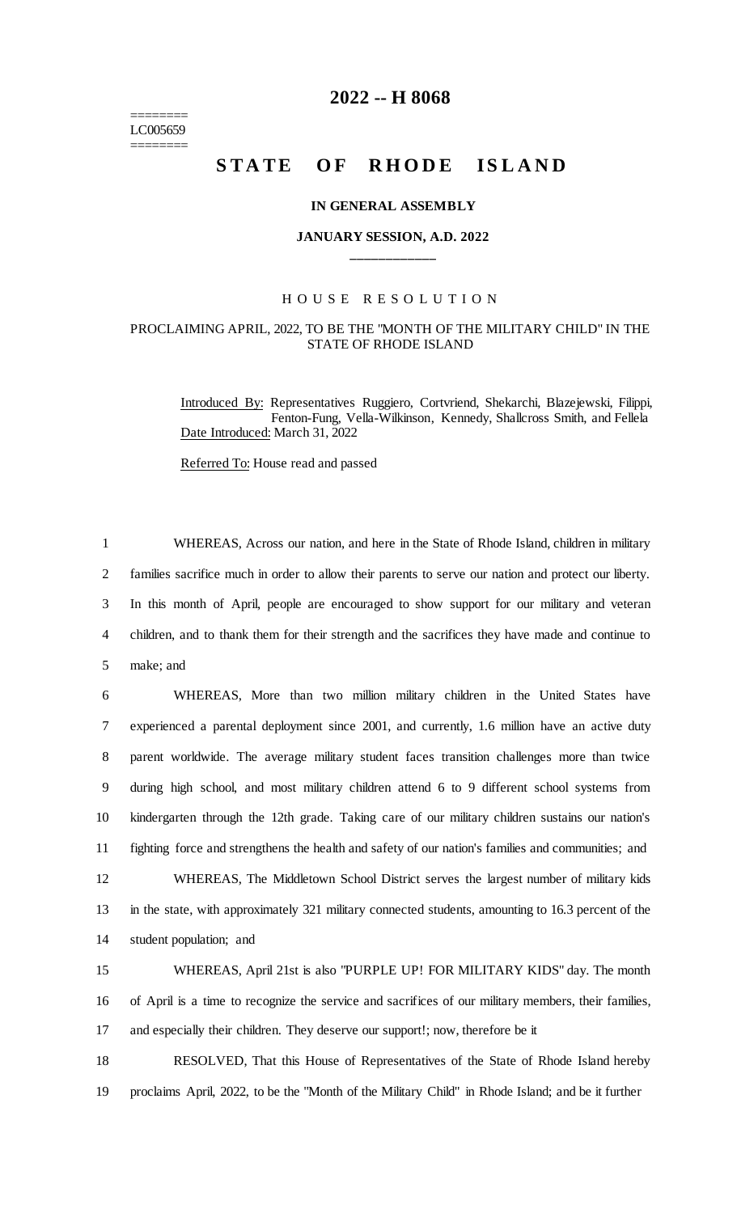# 2022 -- H 8068

========
LC005659
========

# STATE OF RHODE ISLAND

## IN GENERAL ASSEMBLY

### JANUARY SESSION, A.D. 2022

____________

H O U S E R E S O L U T I O N

PROCLAIMING APRIL, 2022, TO BE THE "MONTH OF THE MILITARY CHILD" IN THE STATE OF RHODE ISLAND

Introduced By: Representatives Ruggiero, Cortvriend, Shekarchi, Blazejewski, Filippi, Fenton-Fung, Vella-Wilkinson, Kennedy, Shallcross Smith, and Fellela

Date Introduced: March 31, 2022

Referred To: House read and passed

1 WHEREAS, Across our nation, and here in the State of Rhode Island, children in military
2 families sacrifice much in order to allow their parents to serve our nation and protect our liberty.
3 In this month of April, people are encouraged to show support for our military and veteran
4 children, and to thank them for their strength and the sacrifices they have made and continue to
5 make; and

6 WHEREAS, More than two million military children in the United States have
7 experienced a parental deployment since 2001, and currently, 1.6 million have an active duty
8 parent worldwide. The average military student faces transition challenges more than twice
9 during high school, and most military children attend 6 to 9 different school systems from
10 kindergarten through the 12th grade. Taking care of our military children sustains our nation's
11 fighting force and strengthens the health and safety of our nation's families and communities; and

12 WHEREAS, The Middletown School District serves the largest number of military kids
13 in the state, with approximately 321 military connected students, amounting to 16.3 percent of the
14 student population; and

15 WHEREAS, April 21st is also "PURPLE UP! FOR MILITARY KIDS" day. The month
16 of April is a time to recognize the service and sacrifices of our military members, their families,
17 and especially their children. They deserve our support!; now, therefore be it

18 RESOLVED, That this House of Representatives of the State of Rhode Island hereby
19 proclaims April, 2022, to be the "Month of the Military Child" in Rhode Island; and be it further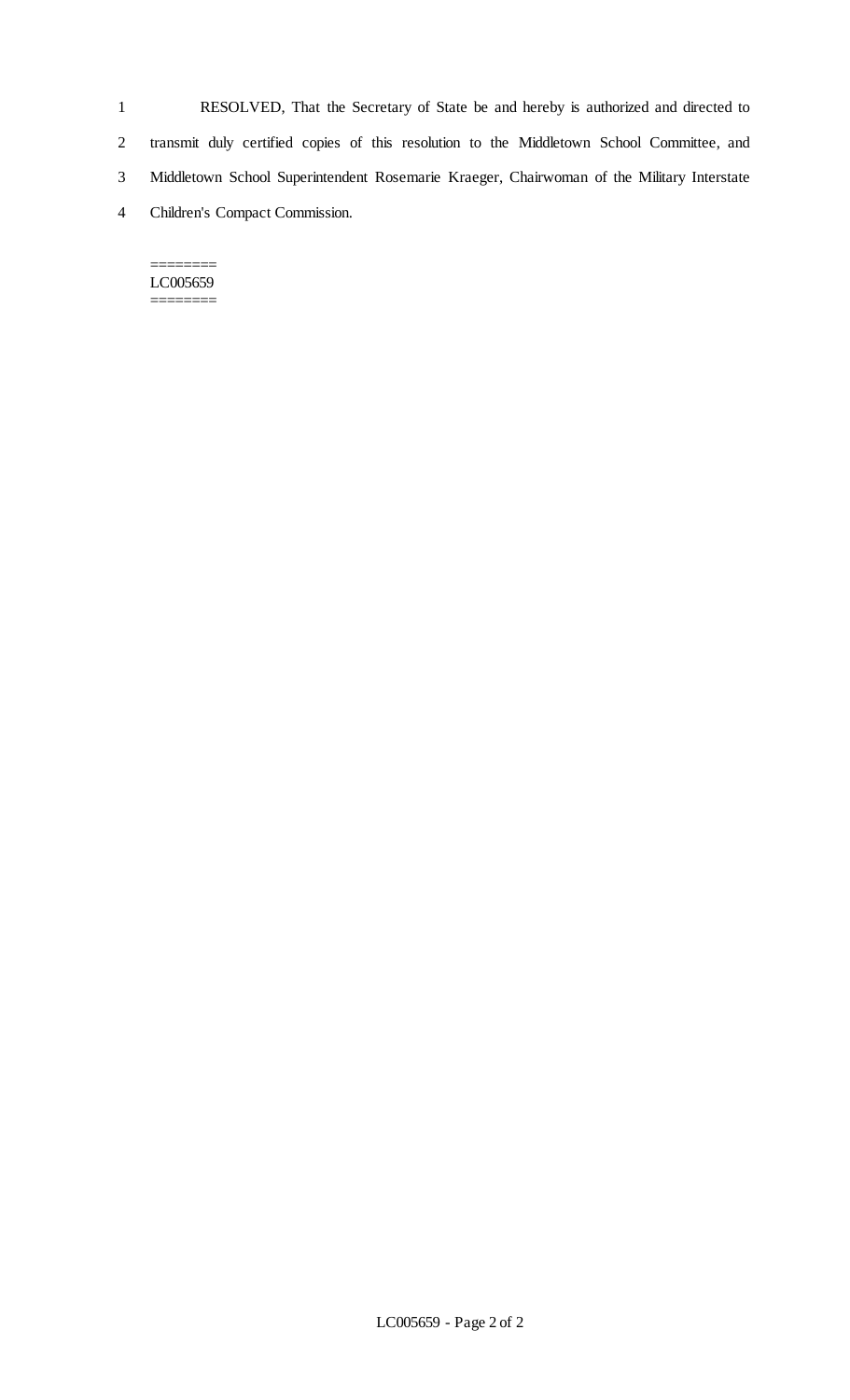RESOLVED, That the Secretary of State be and hereby is authorized and directed to transmit duly certified copies of this resolution to the Middletown School Committee, and Middletown School Superintendent Rosemarie Kraeger, Chairwoman of the Military Interstate Children's Compact Commission.

========
LC005659
========